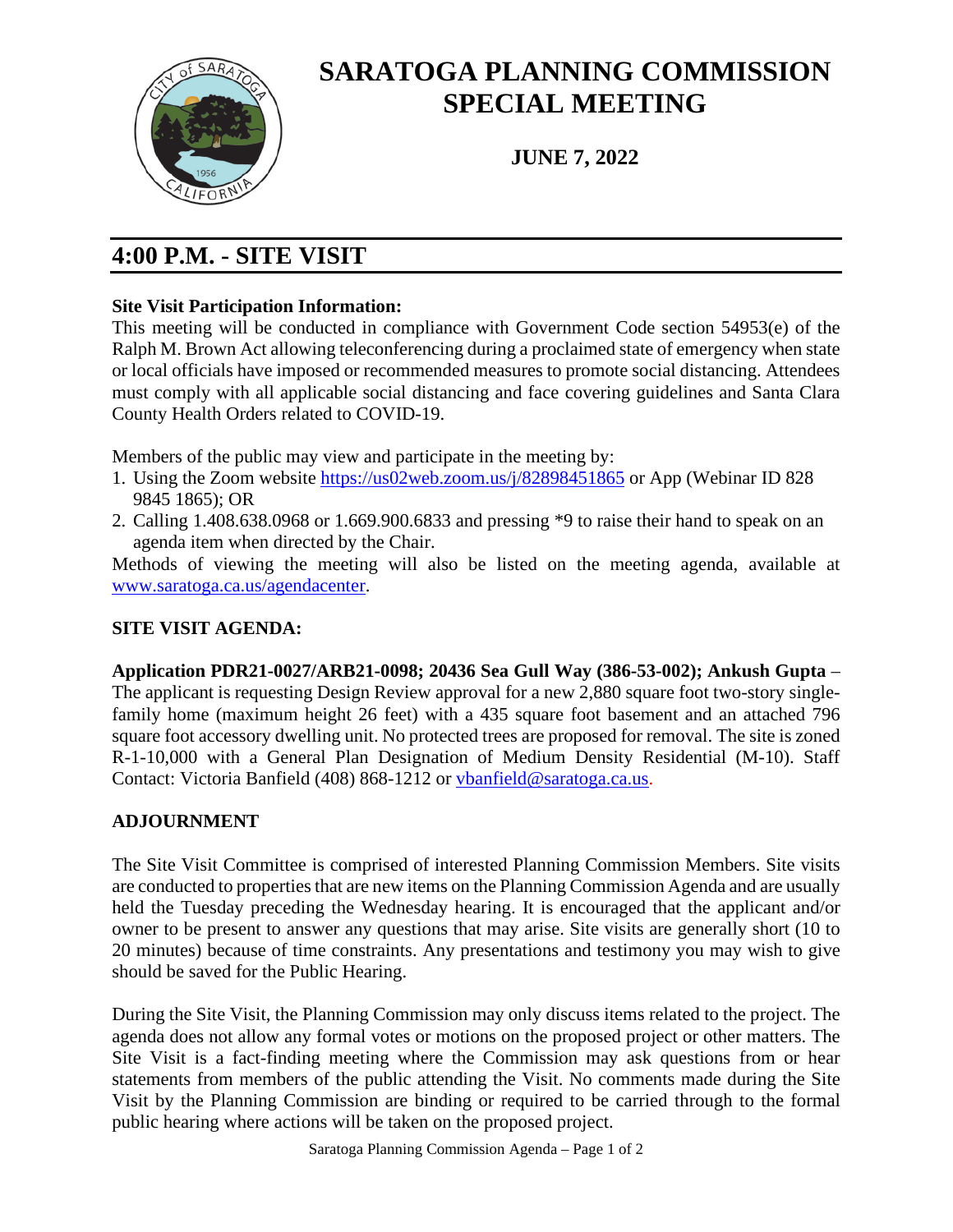# SARATOGA PLANNING COMMISSION SPECIAL MEETING

**JUNE 7, 2022**

## 4:00 P.M. - SITE VISIT

**Site Visit Participation Information:**

This meeting will be conducted in compliance with Government Code section 54953(e) of the Ralph M. Brown Act allowing teleconferencing during a proclaimed state of emergency when state or local officials have imposed or recommended measures to promote social distancing. Attendees must comply with all applicable social distancing and face covering guidelines and Santa Clara County Health Orders related to COVID-19.

Members of the public may view and participate in the meeting by:

1. Using the Zoom website https://us02web.zoom.us/j/82898451865 or App (Webinar ID 828 9845 1865); OR
2. Calling 1.408.638.0968 or 1.669.900.6833 and pressing *9 to raise their hand to speak on an agenda item when directed by the Chair.

Methods of viewing the meeting will also be listed on the meeting agenda, available at www.saratoga.ca.us/agendacenter.

**SITE VISIT AGENDA:**

**Application PDR21-0027/ARB21-0098; 20436 Sea Gull Way (386-53-002); Ankush Gupta** – The applicant is requesting Design Review approval for a new 2,880 square foot two-story single-family home (maximum height 26 feet) with a 435 square foot basement and an attached 796 square foot accessory dwelling unit. No protected trees are proposed for removal. The site is zoned R-1-10,000 with a General Plan Designation of Medium Density Residential (M-10). Staff Contact: Victoria Banfield (408) 868-1212 or vbanfield@saratoga.ca.us.

**ADJOURNMENT**

The Site Visit Committee is comprised of interested Planning Commission Members. Site visits are conducted to properties that are new items on the Planning Commission Agenda and are usually held the Tuesday preceding the Wednesday hearing. It is encouraged that the applicant and/or owner to be present to answer any questions that may arise. Site visits are generally short (10 to 20 minutes) because of time constraints. Any presentations and testimony you may wish to give should be saved for the Public Hearing.

During the Site Visit, the Planning Commission may only discuss items related to the project. The agenda does not allow any formal votes or motions on the proposed project or other matters. The Site Visit is a fact-finding meeting where the Commission may ask questions from or hear statements from members of the public attending the Visit. No comments made during the Site Visit by the Planning Commission are binding or required to be carried through to the formal public hearing where actions will be taken on the proposed project.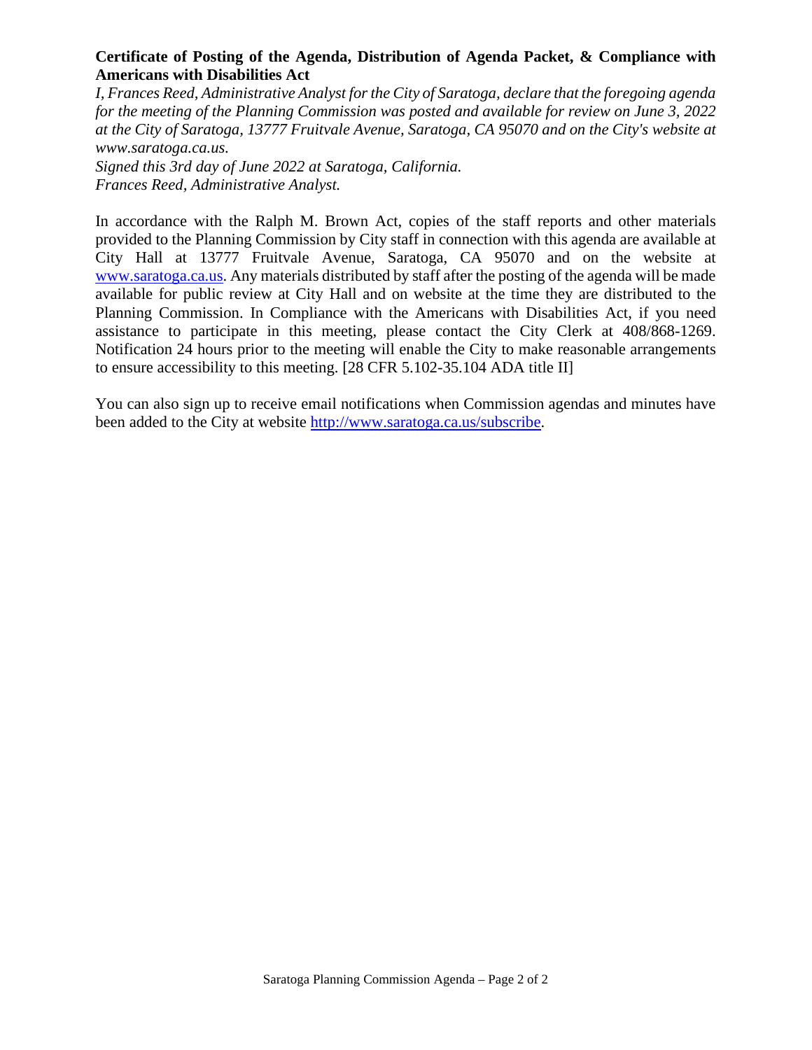**Certificate of Posting of the Agenda, Distribution of Agenda Packet, & Compliance with Americans with Disabilities Act**

*I, Frances Reed, Administrative Analyst for the City of Saratoga, declare that the foregoing agenda for the meeting of the Planning Commission was posted and available for review on June 3, 2022 at the City of Saratoga, 13777 Fruitvale Avenue, Saratoga, CA 95070 and on the City's website at www.saratoga.ca.us.*
*Signed this 3rd day of June 2022 at Saratoga, California.*
*Frances Reed, Administrative Analyst.*

In accordance with the Ralph M. Brown Act, copies of the staff reports and other materials provided to the Planning Commission by City staff in connection with this agenda are available at City Hall at 13777 Fruitvale Avenue, Saratoga, CA 95070 and on the website at www.saratoga.ca.us. Any materials distributed by staff after the posting of the agenda will be made available for public review at City Hall and on website at the time they are distributed to the Planning Commission. In Compliance with the Americans with Disabilities Act, if you need assistance to participate in this meeting, please contact the City Clerk at 408/868-1269. Notification 24 hours prior to the meeting will enable the City to make reasonable arrangements to ensure accessibility to this meeting. [28 CFR 5.102-35.104 ADA title II]

You can also sign up to receive email notifications when Commission agendas and minutes have been added to the City at website http://www.saratoga.ca.us/subscribe.